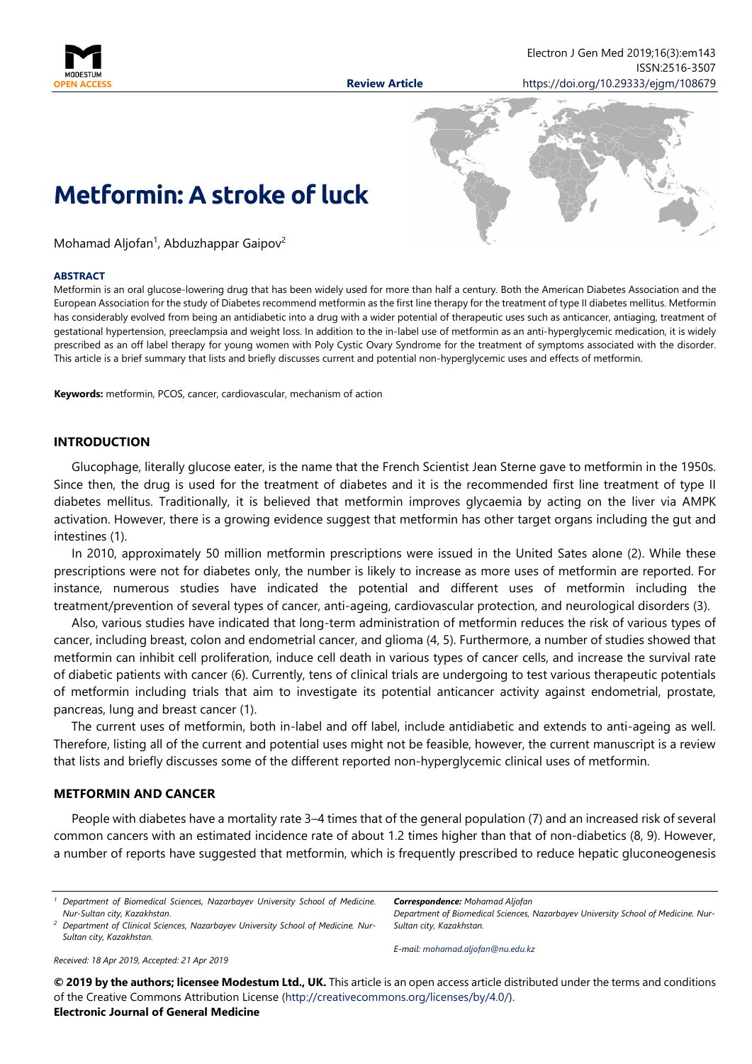# Metformin: A stroke of luck

Mohamad Aljofan[1], Abduzhappar Gaipov[2]

**ABSTRACT**

Metformin is an oral glucose-lowering drug that has been widely used for more than half a century. Both the American Diabetes Association and the European Association for the study of Diabetes recommend metformin as the first line therapy for the treatment of type II diabetes mellitus. Metformin has considerably evolved from being an antidiabetic into a drug with a wider potential of therapeutic uses such as anticancer, antiaging, treatment of gestational hypertension, preeclampsia and weight loss. In addition to the in-label use of metformin as an anti-hyperglycemic medication, it is widely prescribed as an off label therapy for young women with Poly Cystic Ovary Syndrome for the treatment of symptoms associated with the disorder. This article is a brief summary that lists and briefly discusses current and potential non-hyperglycemic uses and effects of metformin.

**Keywords:** metformin, PCOS, cancer, cardiovascular, mechanism of action

## INTRODUCTION

Glucophage, literally glucose eater, is the name that the French Scientist Jean Sterne gave to metformin in the 1950s. Since then, the drug is used for the treatment of diabetes and it is the recommended first line treatment of type II diabetes mellitus. Traditionally, it is believed that metformin improves glycaemia by acting on the liver via AMPK activation. However, there is a growing evidence suggest that metformin has other target organs including the gut and intestines (1).

In 2010, approximately 50 million metformin prescriptions were issued in the United Sates alone (2). While these prescriptions were not for diabetes only, the number is likely to increase as more uses of metformin are reported. For instance, numerous studies have indicated the potential and different uses of metformin including the treatment/prevention of several types of cancer, anti-ageing, cardiovascular protection, and neurological disorders (3).

Also, various studies have indicated that long-term administration of metformin reduces the risk of various types of cancer, including breast, colon and endometrial cancer, and glioma (4, 5). Furthermore, a number of studies showed that metformin can inhibit cell proliferation, induce cell death in various types of cancer cells, and increase the survival rate of diabetic patients with cancer (6). Currently, tens of clinical trials are undergoing to test various therapeutic potentials of metformin including trials that aim to investigate its potential anticancer activity against endometrial, prostate, pancreas, lung and breast cancer (1).

The current uses of metformin, both in-label and off label, include antidiabetic and extends to anti-ageing as well. Therefore, listing all of the current and potential uses might not be feasible, however, the current manuscript is a review that lists and briefly discusses some of the different reported non-hyperglycemic clinical uses of metformin.

## METFORMIN AND CANCER

People with diabetes have a mortality rate 3–4 times that of the general population (7) and an increased risk of several common cancers with an estimated incidence rate of about 1.2 times higher than that of non-diabetics (8, 9). However, a number of reports have suggested that metformin, which is frequently prescribed to reduce hepatic gluconeogenesis

[1] Department of Biomedical Sciences, Nazarbayev University School of Medicine. Nur-Sultan city, Kazakhstan.
[2] Department of Clinical Sciences, Nazarbayev University School of Medicine. Nur-Sultan city, Kazakhstan.

*Received: 18 Apr 2019, Accepted: 21 Apr 2019*

***Correspondence:*** *Mohamad Aljofan*
*Department of Biomedical Sciences, Nazarbayev University School of Medicine. Nur-Sultan city, Kazakhstan.*

*E-mail: mohamad.aljofan@nu.edu.kz*

**© 2019 by the authors; licensee Modestum Ltd., UK.** This article is an open access article distributed under the terms and conditions of the Creative Commons Attribution License (http://creativecommons.org/licenses/by/4.0/).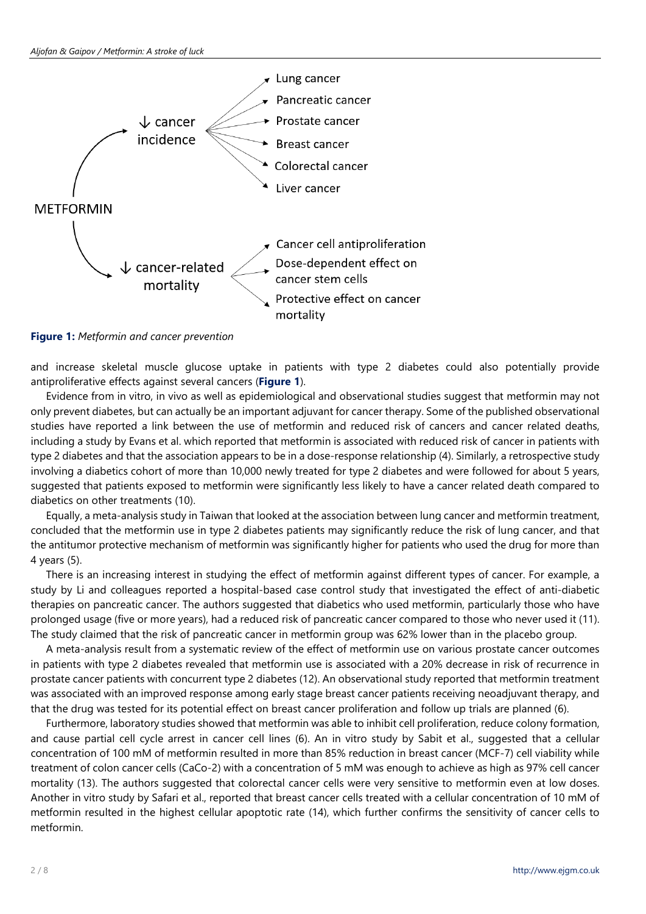METFORMIN

- ↓ cancer incidence
  - Lung cancer
  - Pancreatic cancer
  - Prostate cancer
  - Breast cancer
  - Colorectal cancer
  - Liver cancer
- ↓ cancer-related mortality
  - Cancer cell antiproliferation
  - Dose-dependent effect on cancer stem cells
  - Protective effect on cancer mortality

**Figure 1:** *Metformin and cancer prevention*

and increase skeletal muscle glucose uptake in patients with type 2 diabetes could also potentially provide antiproliferative effects against several cancers (**Figure 1**).

Evidence from in vitro, in vivo as well as epidemiological and observational studies suggest that metformin may not only prevent diabetes, but can actually be an important adjuvant for cancer therapy. Some of the published observational studies have reported a link between the use of metformin and reduced risk of cancers and cancer related deaths, including a study by Evans et al. which reported that metformin is associated with reduced risk of cancer in patients with type 2 diabetes and that the association appears to be in a dose-response relationship (4). Similarly, a retrospective study involving a diabetics cohort of more than 10,000 newly treated for type 2 diabetes and were followed for about 5 years, suggested that patients exposed to metformin were significantly less likely to have a cancer related death compared to diabetics on other treatments (10).

Equally, a meta-analysis study in Taiwan that looked at the association between lung cancer and metformin treatment, concluded that the metformin use in type 2 diabetes patients may significantly reduce the risk of lung cancer, and that the antitumor protective mechanism of metformin was significantly higher for patients who used the drug for more than 4 years (5).

There is an increasing interest in studying the effect of metformin against different types of cancer. For example, a study by Li and colleagues reported a hospital-based case control study that investigated the effect of anti-diabetic therapies on pancreatic cancer. The authors suggested that diabetics who used metformin, particularly those who have prolonged usage (five or more years), had a reduced risk of pancreatic cancer compared to those who never used it (11). The study claimed that the risk of pancreatic cancer in metformin group was 62% lower than in the placebo group.

A meta-analysis result from a systematic review of the effect of metformin use on various prostate cancer outcomes in patients with type 2 diabetes revealed that metformin use is associated with a 20% decrease in risk of recurrence in prostate cancer patients with concurrent type 2 diabetes (12). An observational study reported that metformin treatment was associated with an improved response among early stage breast cancer patients receiving neoadjuvant therapy, and that the drug was tested for its potential effect on breast cancer proliferation and follow up trials are planned (6).

Furthermore, laboratory studies showed that metformin was able to inhibit cell proliferation, reduce colony formation, and cause partial cell cycle arrest in cancer cell lines (6). An in vitro study by Sabit et al., suggested that a cellular concentration of 100 mM of metformin resulted in more than 85% reduction in breast cancer (MCF-7) cell viability while treatment of colon cancer cells (CaCo-2) with a concentration of 5 mM was enough to achieve as high as 97% cell cancer mortality (13). The authors suggested that colorectal cancer cells were very sensitive to metformin even at low doses. Another in vitro study by Safari et al., reported that breast cancer cells treated with a cellular concentration of 10 mM of metformin resulted in the highest cellular apoptotic rate (14), which further confirms the sensitivity of cancer cells to metformin.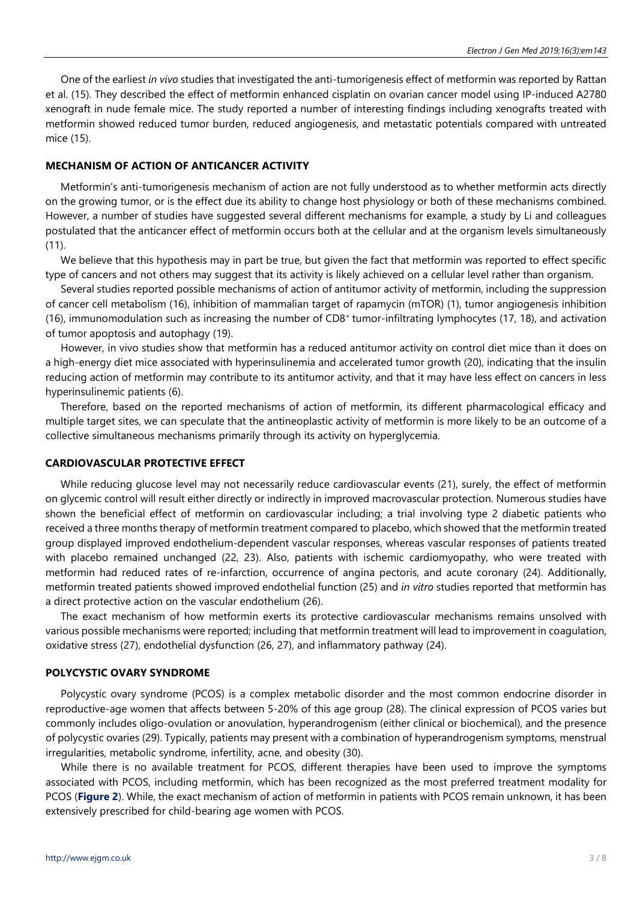One of the earliest *in vivo* studies that investigated the anti-tumorigenesis effect of metformin was reported by Rattan et al. (15). They described the effect of metformin enhanced cisplatin on ovarian cancer model using IP-induced A2780 xenograft in nude female mice. The study reported a number of interesting findings including xenografts treated with metformin showed reduced tumor burden, reduced angiogenesis, and metastatic potentials compared with untreated mice (15).

## MECHANISM OF ACTION OF ANTICANCER ACTIVITY

Metformin's anti-tumorigenesis mechanism of action are not fully understood as to whether metformin acts directly on the growing tumor, or is the effect due its ability to change host physiology or both of these mechanisms combined. However, a number of studies have suggested several different mechanisms for example, a study by Li and colleagues postulated that the anticancer effect of metformin occurs both at the cellular and at the organism levels simultaneously (11).

We believe that this hypothesis may in part be true, but given the fact that metformin was reported to effect specific type of cancers and not others may suggest that its activity is likely achieved on a cellular level rather than organism.

Several studies reported possible mechanisms of action of antitumor activity of metformin, including the suppression of cancer cell metabolism (16), inhibition of mammalian target of rapamycin (mTOR) (1), tumor angiogenesis inhibition (16), immunomodulation such as increasing the number of $CD8^{+}$ tumor-infiltrating lymphocytes (17, 18), and activation of tumor apoptosis and autophagy (19).

However, in vivo studies show that metformin has a reduced antitumor activity on control diet mice than it does on a high-energy diet mice associated with hyperinsulinemia and accelerated tumor growth (20), indicating that the insulin reducing action of metformin may contribute to its antitumor activity, and that it may have less effect on cancers in less hyperinsulinemic patients (6).

Therefore, based on the reported mechanisms of action of metformin, its different pharmacological efficacy and multiple target sites, we can speculate that the antineoplastic activity of metformin is more likely to be an outcome of a collective simultaneous mechanisms primarily through its activity on hyperglycemia.

## CARDIOVASCULAR PROTECTIVE EFFECT

While reducing glucose level may not necessarily reduce cardiovascular events (21), surely, the effect of metformin on glycemic control will result either directly or indirectly in improved macrovascular protection. Numerous studies have shown the beneficial effect of metformin on cardiovascular including; a trial involving type 2 diabetic patients who received a three months therapy of metformin treatment compared to placebo, which showed that the metformin treated group displayed improved endothelium-dependent vascular responses, whereas vascular responses of patients treated with placebo remained unchanged (22, 23). Also, patients with ischemic cardiomyopathy, who were treated with metformin had reduced rates of re-infarction, occurrence of angina pectoris, and acute coronary (24). Additionally, metformin treated patients showed improved endothelial function (25) and *in vitro* studies reported that metformin has a direct protective action on the vascular endothelium (26).

The exact mechanism of how metformin exerts its protective cardiovascular mechanisms remains unsolved with various possible mechanisms were reported; including that metformin treatment will lead to improvement in coagulation, oxidative stress (27), endothelial dysfunction (26, 27), and inflammatory pathway (24).

## POLYCYSTIC OVARY SYNDROME

Polycystic ovary syndrome (PCOS) is a complex metabolic disorder and the most common endocrine disorder in reproductive-age women that affects between 5-20% of this age group (28). The clinical expression of PCOS varies but commonly includes oligo-ovulation or anovulation, hyperandrogenism (either clinical or biochemical), and the presence of polycystic ovaries (29). Typically, patients may present with a combination of hyperandrogenism symptoms, menstrual irregularities, metabolic syndrome, infertility, acne, and obesity (30).

While there is no available treatment for PCOS, different therapies have been used to improve the symptoms associated with PCOS, including metformin, which has been recognized as the most preferred treatment modality for PCOS (**Figure 2**). While, the exact mechanism of action of metformin in patients with PCOS remain unknown, it has been extensively prescribed for child-bearing age women with PCOS.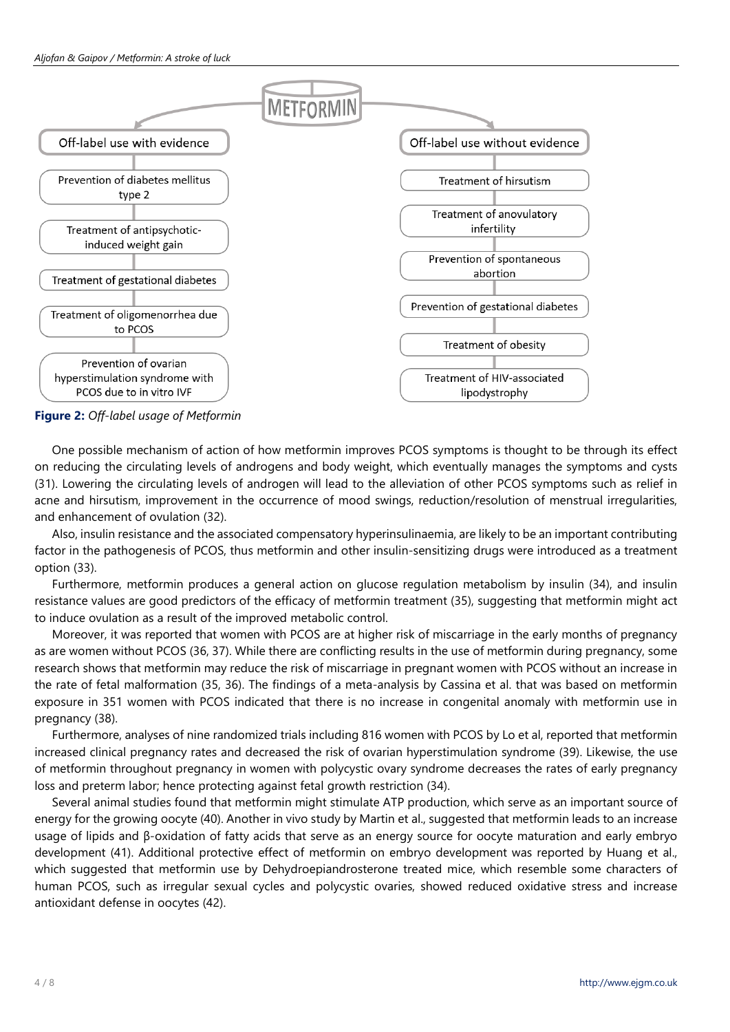**METFORMIN**

**Off-label use with evidence**

- Prevention of diabetes mellitus type 2
- Treatment of antipsychotic-induced weight gain
- Treatment of gestational diabetes
- Treatment of oligomenorrhea due to PCOS
- Prevention of ovarian hyperstimulation syndrome with PCOS due to in vitro IVF

**Off-label use without evidence**

- Treatment of hirsutism
- Treatment of anovulatory infertility
- Prevention of spontaneous abortion
- Prevention of gestational diabetes
- Treatment of obesity
- Treatment of HIV-associated lipodystrophy

**Figure 2:** *Off-label usage of Metformin*

One possible mechanism of action of how metformin improves PCOS symptoms is thought to be through its effect on reducing the circulating levels of androgens and body weight, which eventually manages the symptoms and cysts (31). Lowering the circulating levels of androgen will lead to the alleviation of other PCOS symptoms such as relief in acne and hirsutism, improvement in the occurrence of mood swings, reduction/resolution of menstrual irregularities, and enhancement of ovulation (32).

Also, insulin resistance and the associated compensatory hyperinsulinaemia, are likely to be an important contributing factor in the pathogenesis of PCOS, thus metformin and other insulin-sensitizing drugs were introduced as a treatment option (33).

Furthermore, metformin produces a general action on glucose regulation metabolism by insulin (34), and insulin resistance values are good predictors of the efficacy of metformin treatment (35), suggesting that metformin might act to induce ovulation as a result of the improved metabolic control.

Moreover, it was reported that women with PCOS are at higher risk of miscarriage in the early months of pregnancy as are women without PCOS (36, 37). While there are conflicting results in the use of metformin during pregnancy, some research shows that metformin may reduce the risk of miscarriage in pregnant women with PCOS without an increase in the rate of fetal malformation (35, 36). The findings of a meta-analysis by Cassina et al. that was based on metformin exposure in 351 women with PCOS indicated that there is no increase in congenital anomaly with metformin use in pregnancy (38).

Furthermore, analyses of nine randomized trials including 816 women with PCOS by Lo et al, reported that metformin increased clinical pregnancy rates and decreased the risk of ovarian hyperstimulation syndrome (39). Likewise, the use of metformin throughout pregnancy in women with polycystic ovary syndrome decreases the rates of early pregnancy loss and preterm labor; hence protecting against fetal growth restriction (34).

Several animal studies found that metformin might stimulate ATP production, which serve as an important source of energy for the growing oocyte (40). Another in vivo study by Martin et al., suggested that metformin leads to an increase usage of lipids and β-oxidation of fatty acids that serve as an energy source for oocyte maturation and early embryo development (41). Additional protective effect of metformin on embryo development was reported by Huang et al., which suggested that metformin use by Dehydroepiandrosterone treated mice, which resemble some characters of human PCOS, such as irregular sexual cycles and polycystic ovaries, showed reduced oxidative stress and increase antioxidant defense in oocytes (42).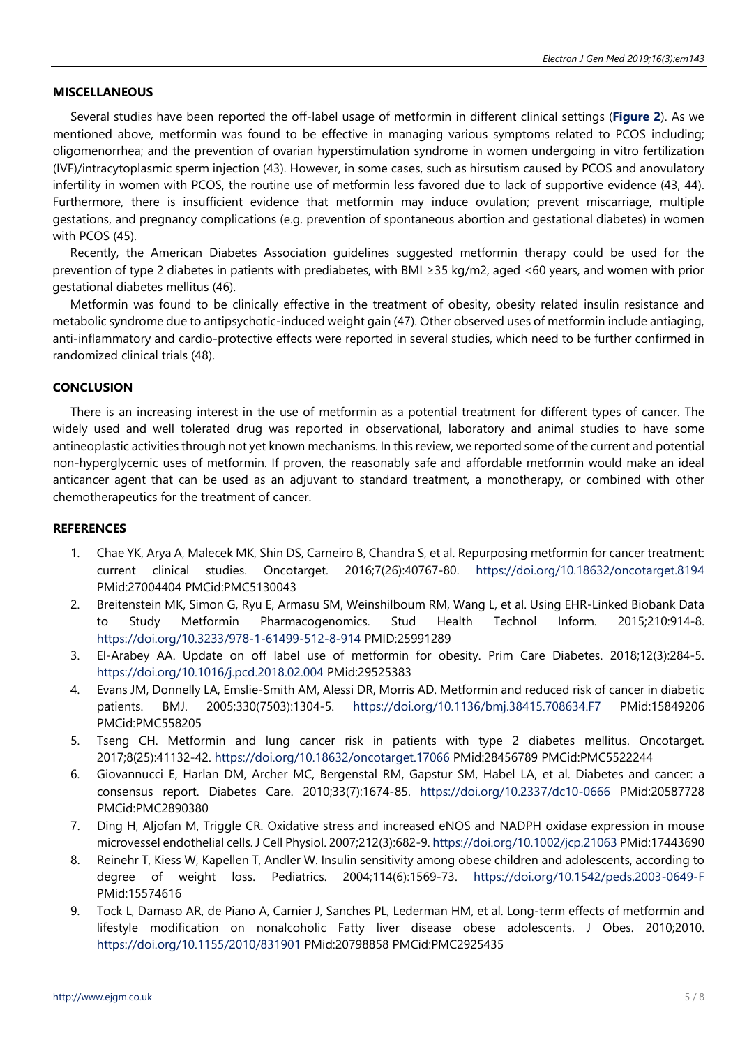## MISCELLANEOUS

Several studies have been reported the off-label usage of metformin in different clinical settings (**Figure 2**). As we mentioned above, metformin was found to be effective in managing various symptoms related to PCOS including; oligomenorrhea; and the prevention of ovarian hyperstimulation syndrome in women undergoing in vitro fertilization (IVF)/intracytoplasmic sperm injection (43). However, in some cases, such as hirsutism caused by PCOS and anovulatory infertility in women with PCOS, the routine use of metformin less favored due to lack of supportive evidence (43, 44). Furthermore, there is insufficient evidence that metformin may induce ovulation; prevent miscarriage, multiple gestations, and pregnancy complications (e.g. prevention of spontaneous abortion and gestational diabetes) in women with PCOS (45).

Recently, the American Diabetes Association guidelines suggested metformin therapy could be used for the prevention of type 2 diabetes in patients with prediabetes, with BMI ≥35 kg/m2, aged <60 years, and women with prior gestational diabetes mellitus (46).

Metformin was found to be clinically effective in the treatment of obesity, obesity related insulin resistance and metabolic syndrome due to antipsychotic-induced weight gain (47). Other observed uses of metformin include antiaging, anti-inflammatory and cardio-protective effects were reported in several studies, which need to be further confirmed in randomized clinical trials (48).

## CONCLUSION

There is an increasing interest in the use of metformin as a potential treatment for different types of cancer. The widely used and well tolerated drug was reported in observational, laboratory and animal studies to have some antineoplastic activities through not yet known mechanisms. In this review, we reported some of the current and potential non-hyperglycemic uses of metformin. If proven, the reasonably safe and affordable metformin would make an ideal anticancer agent that can be used as an adjuvant to standard treatment, a monotherapy, or combined with other chemotherapeutics for the treatment of cancer.

## REFERENCES

1. Chae YK, Arya A, Malecek MK, Shin DS, Carneiro B, Chandra S, et al. Repurposing metformin for cancer treatment: current clinical studies. Oncotarget. 2016;7(26):40767-80. https://doi.org/10.18632/oncotarget.8194 PMid:27004404 PMCid:PMC5130043
2. Breitenstein MK, Simon G, Ryu E, Armasu SM, Weinshilboum RM, Wang L, et al. Using EHR-Linked Biobank Data to Study Metformin Pharmacogenomics. Stud Health Technol Inform. 2015;210:914-8. https://doi.org/10.3233/978-1-61499-512-8-914 PMID:25991289
3. El-Arabey AA. Update on off label use of metformin for obesity. Prim Care Diabetes. 2018;12(3):284-5. https://doi.org/10.1016/j.pcd.2018.02.004 PMid:29525383
4. Evans JM, Donnelly LA, Emslie-Smith AM, Alessi DR, Morris AD. Metformin and reduced risk of cancer in diabetic patients. BMJ. 2005;330(7503):1304-5. https://doi.org/10.1136/bmj.38415.708634.F7 PMid:15849206 PMCid:PMC558205
5. Tseng CH. Metformin and lung cancer risk in patients with type 2 diabetes mellitus. Oncotarget. 2017;8(25):41132-42. https://doi.org/10.18632/oncotarget.17066 PMid:28456789 PMCid:PMC5522244
6. Giovannucci E, Harlan DM, Archer MC, Bergenstal RM, Gapstur SM, Habel LA, et al. Diabetes and cancer: a consensus report. Diabetes Care. 2010;33(7):1674-85. https://doi.org/10.2337/dc10-0666 PMid:20587728 PMCid:PMC2890380
7. Ding H, Aljofan M, Triggle CR. Oxidative stress and increased eNOS and NADPH oxidase expression in mouse microvessel endothelial cells. J Cell Physiol. 2007;212(3):682-9. https://doi.org/10.1002/jcp.21063 PMid:17443690
8. Reinehr T, Kiess W, Kapellen T, Andler W. Insulin sensitivity among obese children and adolescents, according to degree of weight loss. Pediatrics. 2004;114(6):1569-73. https://doi.org/10.1542/peds.2003-0649-F PMid:15574616
9. Tock L, Damaso AR, de Piano A, Carnier J, Sanches PL, Lederman HM, et al. Long-term effects of metformin and lifestyle modification on nonalcoholic Fatty liver disease obese adolescents. J Obes. 2010;2010. https://doi.org/10.1155/2010/831901 PMid:20798858 PMCid:PMC2925435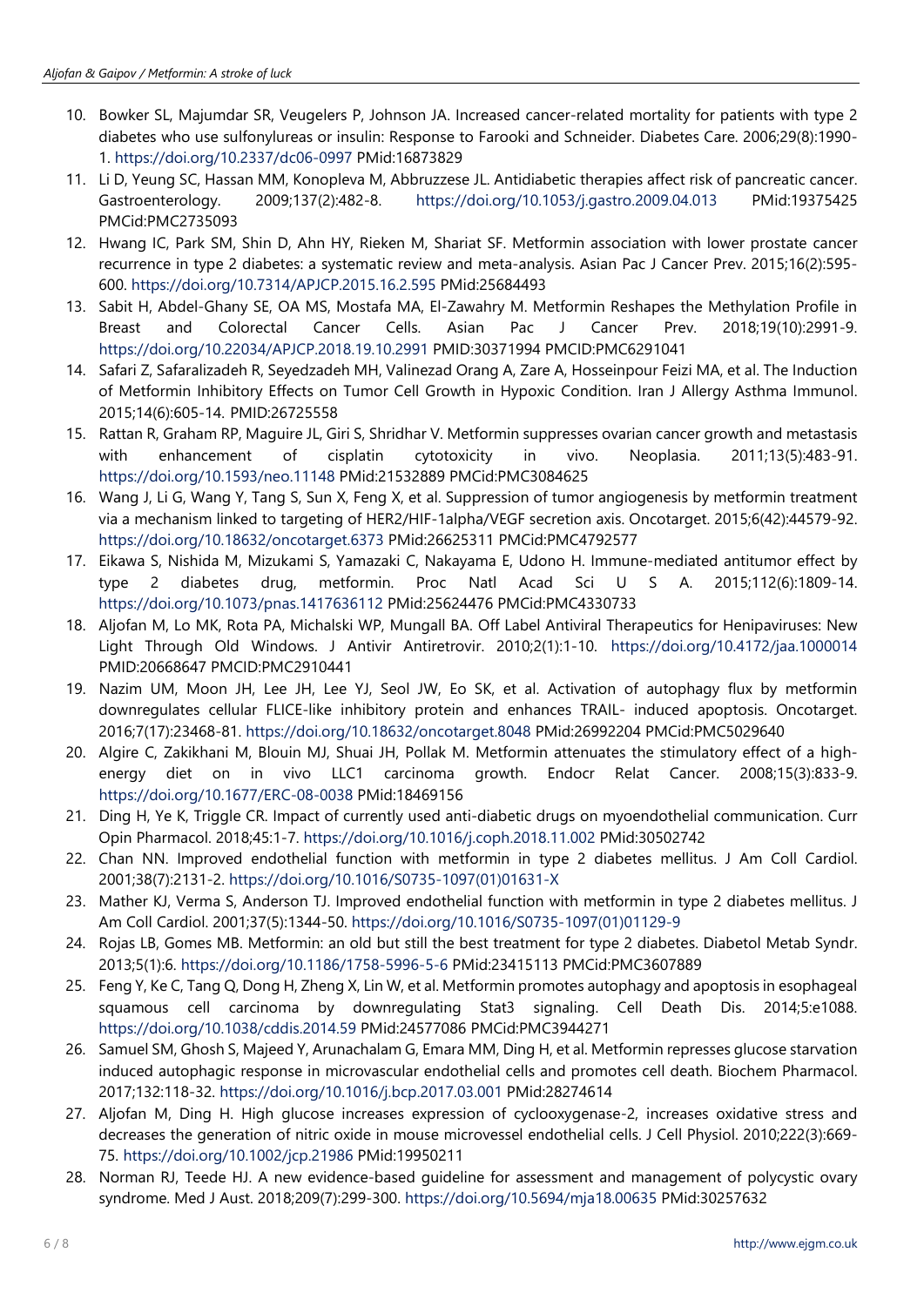10. Bowker SL, Majumdar SR, Veugelers P, Johnson JA. Increased cancer-related mortality for patients with type 2 diabetes who use sulfonylureas or insulin: Response to Farooki and Schneider. Diabetes Care. 2006;29(8):1990-1. https://doi.org/10.2337/dc06-0997 PMid:16873829
11. Li D, Yeung SC, Hassan MM, Konopleva M, Abbruzzese JL. Antidiabetic therapies affect risk of pancreatic cancer. Gastroenterology. 2009;137(2):482-8. https://doi.org/10.1053/j.gastro.2009.04.013 PMid:19375425 PMCid:PMC2735093
12. Hwang IC, Park SM, Shin D, Ahn HY, Rieken M, Shariat SF. Metformin association with lower prostate cancer recurrence in type 2 diabetes: a systematic review and meta-analysis. Asian Pac J Cancer Prev. 2015;16(2):595-600. https://doi.org/10.7314/APJCP.2015.16.2.595 PMid:25684493
13. Sabit H, Abdel-Ghany SE, OA MS, Mostafa MA, El-Zawahry M. Metformin Reshapes the Methylation Profile in Breast and Colorectal Cancer Cells. Asian Pac J Cancer Prev. 2018;19(10):2991-9. https://doi.org/10.22034/APJCP.2018.19.10.2991 PMID:30371994 PMCID:PMC6291041
14. Safari Z, Safaralizadeh R, Seyedzadeh MH, Valinezad Orang A, Zare A, Hosseinpour Feizi MA, et al. The Induction of Metformin Inhibitory Effects on Tumor Cell Growth in Hypoxic Condition. Iran J Allergy Asthma Immunol. 2015;14(6):605-14. PMID:26725558
15. Rattan R, Graham RP, Maguire JL, Giri S, Shridhar V. Metformin suppresses ovarian cancer growth and metastasis with enhancement of cisplatin cytotoxicity in vivo. Neoplasia. 2011;13(5):483-91. https://doi.org/10.1593/neo.11148 PMid:21532889 PMCid:PMC3084625
16. Wang J, Li G, Wang Y, Tang S, Sun X, Feng X, et al. Suppression of tumor angiogenesis by metformin treatment via a mechanism linked to targeting of HER2/HIF-1alpha/VEGF secretion axis. Oncotarget. 2015;6(42):44579-92. https://doi.org/10.18632/oncotarget.6373 PMid:26625311 PMCid:PMC4792577
17. Eikawa S, Nishida M, Mizukami S, Yamazaki C, Nakayama E, Udono H. Immune-mediated antitumor effect by type 2 diabetes drug, metformin. Proc Natl Acad Sci U S A. 2015;112(6):1809-14. https://doi.org/10.1073/pnas.1417636112 PMid:25624476 PMCid:PMC4330733
18. Aljofan M, Lo MK, Rota PA, Michalski WP, Mungall BA. Off Label Antiviral Therapeutics for Henipaviruses: New Light Through Old Windows. J Antivir Antiretrovir. 2010;2(1):1-10. https://doi.org/10.4172/jaa.1000014 PMID:20668647 PMCID:PMC2910441
19. Nazim UM, Moon JH, Lee JH, Lee YJ, Seol JW, Eo SK, et al. Activation of autophagy flux by metformin downregulates cellular FLICE-like inhibitory protein and enhances TRAIL- induced apoptosis. Oncotarget. 2016;7(17):23468-81. https://doi.org/10.18632/oncotarget.8048 PMid:26992204 PMCid:PMC5029640
20. Algire C, Zakikhani M, Blouin MJ, Shuai JH, Pollak M. Metformin attenuates the stimulatory effect of a high-energy diet on in vivo LLC1 carcinoma growth. Endocr Relat Cancer. 2008;15(3):833-9. https://doi.org/10.1677/ERC-08-0038 PMid:18469156
21. Ding H, Ye K, Triggle CR. Impact of currently used anti-diabetic drugs on myoendothelial communication. Curr Opin Pharmacol. 2018;45:1-7. https://doi.org/10.1016/j.coph.2018.11.002 PMid:30502742
22. Chan NN. Improved endothelial function with metformin in type 2 diabetes mellitus. J Am Coll Cardiol. 2001;38(7):2131-2. https://doi.org/10.1016/S0735-1097(01)01631-X
23. Mather KJ, Verma S, Anderson TJ. Improved endothelial function with metformin in type 2 diabetes mellitus. J Am Coll Cardiol. 2001;37(5):1344-50. https://doi.org/10.1016/S0735-1097(01)01129-9
24. Rojas LB, Gomes MB. Metformin: an old but still the best treatment for type 2 diabetes. Diabetol Metab Syndr. 2013;5(1):6. https://doi.org/10.1186/1758-5996-5-6 PMid:23415113 PMCid:PMC3607889
25. Feng Y, Ke C, Tang Q, Dong H, Zheng X, Lin W, et al. Metformin promotes autophagy and apoptosis in esophageal squamous cell carcinoma by downregulating Stat3 signaling. Cell Death Dis. 2014;5:e1088. https://doi.org/10.1038/cddis.2014.59 PMid:24577086 PMCid:PMC3944271
26. Samuel SM, Ghosh S, Majeed Y, Arunachalam G, Emara MM, Ding H, et al. Metformin represses glucose starvation induced autophagic response in microvascular endothelial cells and promotes cell death. Biochem Pharmacol. 2017;132:118-32. https://doi.org/10.1016/j.bcp.2017.03.001 PMid:28274614
27. Aljofan M, Ding H. High glucose increases expression of cyclooxygenase-2, increases oxidative stress and decreases the generation of nitric oxide in mouse microvessel endothelial cells. J Cell Physiol. 2010;222(3):669-75. https://doi.org/10.1002/jcp.21986 PMid:19950211
28. Norman RJ, Teede HJ. A new evidence-based guideline for assessment and management of polycystic ovary syndrome. Med J Aust. 2018;209(7):299-300. https://doi.org/10.5694/mja18.00635 PMid:30257632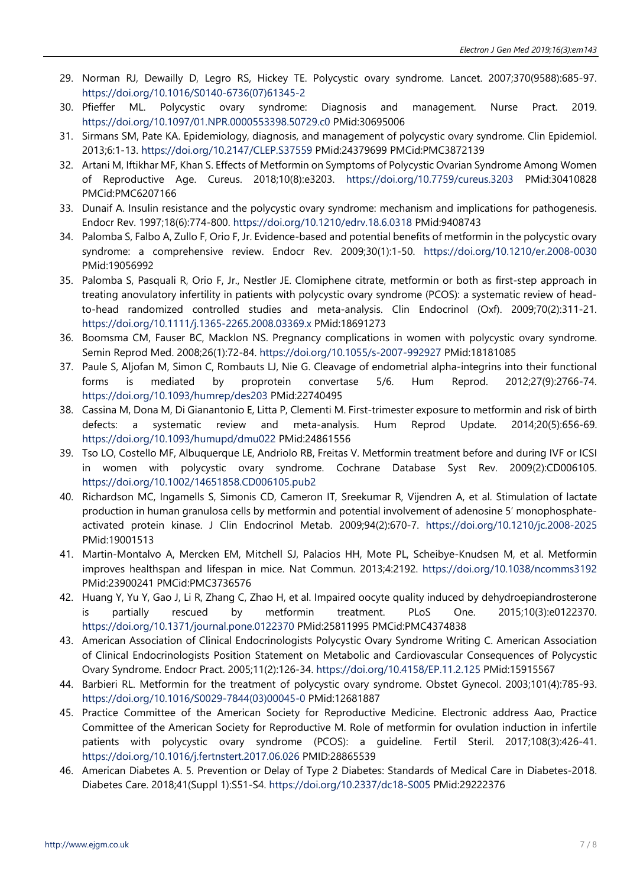29. Norman RJ, Dewailly D, Legro RS, Hickey TE. Polycystic ovary syndrome. Lancet. 2007;370(9588):685-97. https://doi.org/10.1016/S0140-6736(07)61345-2
30. Pfieffer ML. Polycystic ovary syndrome: Diagnosis and management. Nurse Pract. 2019. https://doi.org/10.1097/01.NPR.0000553398.50729.c0 PMid:30695006
31. Sirmans SM, Pate KA. Epidemiology, diagnosis, and management of polycystic ovary syndrome. Clin Epidemiol. 2013;6:1-13. https://doi.org/10.2147/CLEP.S37559 PMid:24379699 PMCid:PMC3872139
32. Artani M, Iftikhar MF, Khan S. Effects of Metformin on Symptoms of Polycystic Ovarian Syndrome Among Women of Reproductive Age. Cureus. 2018;10(8):e3203. https://doi.org/10.7759/cureus.3203 PMid:30410828 PMCid:PMC6207166
33. Dunaif A. Insulin resistance and the polycystic ovary syndrome: mechanism and implications for pathogenesis. Endocr Rev. 1997;18(6):774-800. https://doi.org/10.1210/edrv.18.6.0318 PMid:9408743
34. Palomba S, Falbo A, Zullo F, Orio F, Jr. Evidence-based and potential benefits of metformin in the polycystic ovary syndrome: a comprehensive review. Endocr Rev. 2009;30(1):1-50. https://doi.org/10.1210/er.2008-0030 PMid:19056992
35. Palomba S, Pasquali R, Orio F, Jr., Nestler JE. Clomiphene citrate, metformin or both as first-step approach in treating anovulatory infertility in patients with polycystic ovary syndrome (PCOS): a systematic review of head-to-head randomized controlled studies and meta-analysis. Clin Endocrinol (Oxf). 2009;70(2):311-21. https://doi.org/10.1111/j.1365-2265.2008.03369.x PMid:18691273
36. Boomsma CM, Fauser BC, Macklon NS. Pregnancy complications in women with polycystic ovary syndrome. Semin Reprod Med. 2008;26(1):72-84. https://doi.org/10.1055/s-2007-992927 PMid:18181085
37. Paule S, Aljofan M, Simon C, Rombauts LJ, Nie G. Cleavage of endometrial alpha-integrins into their functional forms is mediated by proprotein convertase 5/6. Hum Reprod. 2012;27(9):2766-74. https://doi.org/10.1093/humrep/des203 PMid:22740495
38. Cassina M, Dona M, Di Gianantonio E, Litta P, Clementi M. First-trimester exposure to metformin and risk of birth defects: a systematic review and meta-analysis. Hum Reprod Update. 2014;20(5):656-69. https://doi.org/10.1093/humupd/dmu022 PMid:24861556
39. Tso LO, Costello MF, Albuquerque LE, Andriolo RB, Freitas V. Metformin treatment before and during IVF or ICSI in women with polycystic ovary syndrome. Cochrane Database Syst Rev. 2009(2):CD006105. https://doi.org/10.1002/14651858.CD006105.pub2
40. Richardson MC, Ingamells S, Simonis CD, Cameron IT, Sreekumar R, Vijendren A, et al. Stimulation of lactate production in human granulosa cells by metformin and potential involvement of adenosine 5' monophosphate-activated protein kinase. J Clin Endocrinol Metab. 2009;94(2):670-7. https://doi.org/10.1210/jc.2008-2025 PMid:19001513
41. Martin-Montalvo A, Mercken EM, Mitchell SJ, Palacios HH, Mote PL, Scheibye-Knudsen M, et al. Metformin improves healthspan and lifespan in mice. Nat Commun. 2013;4:2192. https://doi.org/10.1038/ncomms3192 PMid:23900241 PMCid:PMC3736576
42. Huang Y, Yu Y, Gao J, Li R, Zhang C, Zhao H, et al. Impaired oocyte quality induced by dehydroepiandrosterone is partially rescued by metformin treatment. PLoS One. 2015;10(3):e0122370. https://doi.org/10.1371/journal.pone.0122370 PMid:25811995 PMCid:PMC4374838
43. American Association of Clinical Endocrinologists Polycystic Ovary Syndrome Writing C. American Association of Clinical Endocrinologists Position Statement on Metabolic and Cardiovascular Consequences of Polycystic Ovary Syndrome. Endocr Pract. 2005;11(2):126-34. https://doi.org/10.4158/EP.11.2.125 PMid:15915567
44. Barbieri RL. Metformin for the treatment of polycystic ovary syndrome. Obstet Gynecol. 2003;101(4):785-93. https://doi.org/10.1016/S0029-7844(03)00045-0 PMid:12681887
45. Practice Committee of the American Society for Reproductive Medicine. Electronic address Aao, Practice Committee of the American Society for Reproductive M. Role of metformin for ovulation induction in infertile patients with polycystic ovary syndrome (PCOS): a guideline. Fertil Steril. 2017;108(3):426-41. https://doi.org/10.1016/j.fertnstert.2017.06.026 PMID:28865539
46. American Diabetes A. 5. Prevention or Delay of Type 2 Diabetes: Standards of Medical Care in Diabetes-2018. Diabetes Care. 2018;41(Suppl 1):S51-S4. https://doi.org/10.2337/dc18-S005 PMid:29222376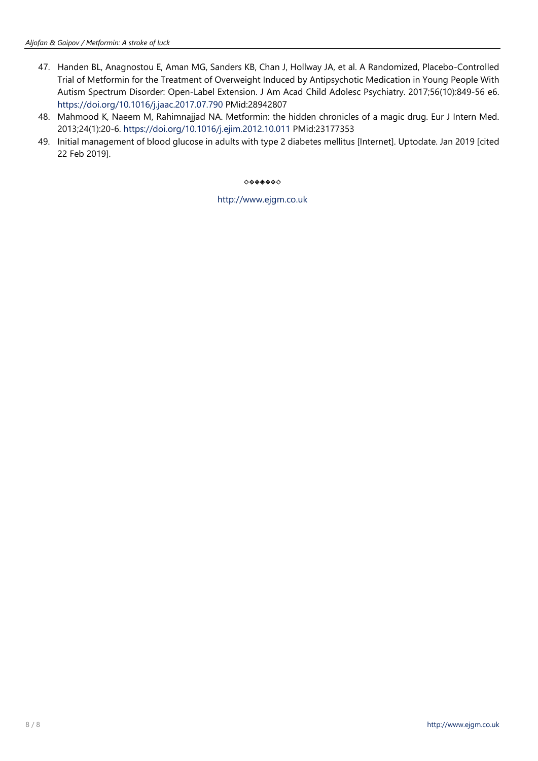47. Handen BL, Anagnostou E, Aman MG, Sanders KB, Chan J, Hollway JA, et al. A Randomized, Placebo-Controlled Trial of Metformin for the Treatment of Overweight Induced by Antipsychotic Medication in Young People With Autism Spectrum Disorder: Open-Label Extension. J Am Acad Child Adolesc Psychiatry. 2017;56(10):849-56 e6. https://doi.org/10.1016/j.jaac.2017.07.790 PMid:28942807
48. Mahmood K, Naeem M, Rahimnajjad NA. Metformin: the hidden chronicles of a magic drug. Eur J Intern Med. 2013;24(1):20-6. https://doi.org/10.1016/j.ejim.2012.10.011 PMid:23177353
49. Initial management of blood glucose in adults with type 2 diabetes mellitus [Internet]. Uptodate. Jan 2019 [cited 22 Feb 2019].

◇◈◆◆◆◈◇

http://www.ejgm.co.uk